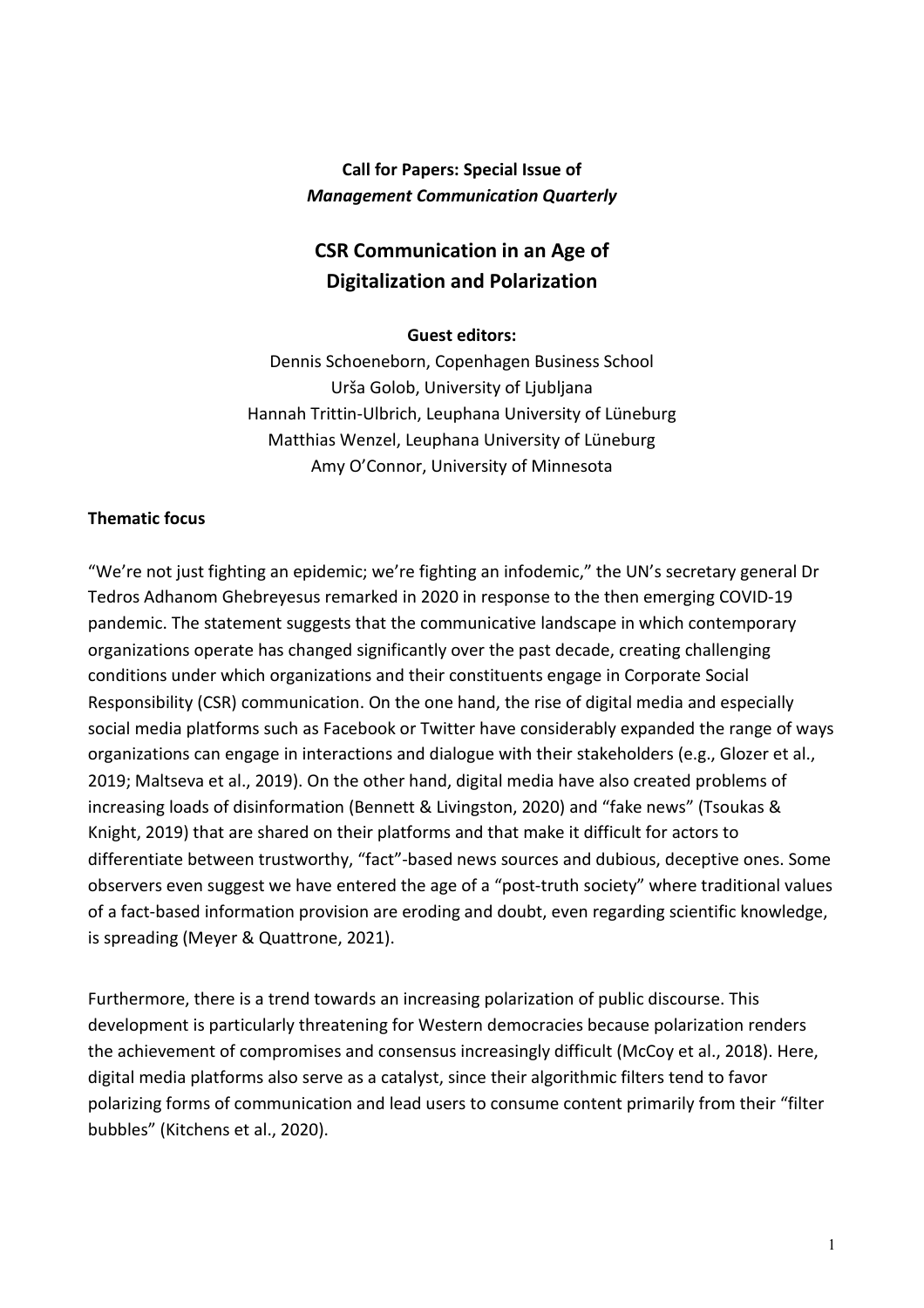**Call for Papers: Special Issue of**
***Management Communication Quarterly***

# CSR Communication in an Age of Digitalization and Polarization

**Guest editors:**

Dennis Schoeneborn, Copenhagen Business School
Urša Golob, University of Ljubljana
Hannah Trittin-Ulbrich, Leuphana University of Lüneburg
Matthias Wenzel, Leuphana University of Lüneburg
Amy O'Connor, University of Minnesota

## Thematic focus

"We're not just fighting an epidemic; we're fighting an infodemic," the UN's secretary general Dr Tedros Adhanom Ghebreyesus remarked in 2020 in response to the then emerging COVID-19 pandemic. The statement suggests that the communicative landscape in which contemporary organizations operate has changed significantly over the past decade, creating challenging conditions under which organizations and their constituents engage in Corporate Social Responsibility (CSR) communication. On the one hand, the rise of digital media and especially social media platforms such as Facebook or Twitter have considerably expanded the range of ways organizations can engage in interactions and dialogue with their stakeholders (e.g., Glozer et al., 2019; Maltseva et al., 2019). On the other hand, digital media have also created problems of increasing loads of disinformation (Bennett & Livingston, 2020) and "fake news" (Tsoukas & Knight, 2019) that are shared on their platforms and that make it difficult for actors to differentiate between trustworthy, "fact"-based news sources and dubious, deceptive ones. Some observers even suggest we have entered the age of a "post-truth society" where traditional values of a fact-based information provision are eroding and doubt, even regarding scientific knowledge, is spreading (Meyer & Quattrone, 2021).

Furthermore, there is a trend towards an increasing polarization of public discourse. This development is particularly threatening for Western democracies because polarization renders the achievement of compromises and consensus increasingly difficult (McCoy et al., 2018). Here, digital media platforms also serve as a catalyst, since their algorithmic filters tend to favor polarizing forms of communication and lead users to consume content primarily from their "filter bubbles" (Kitchens et al., 2020).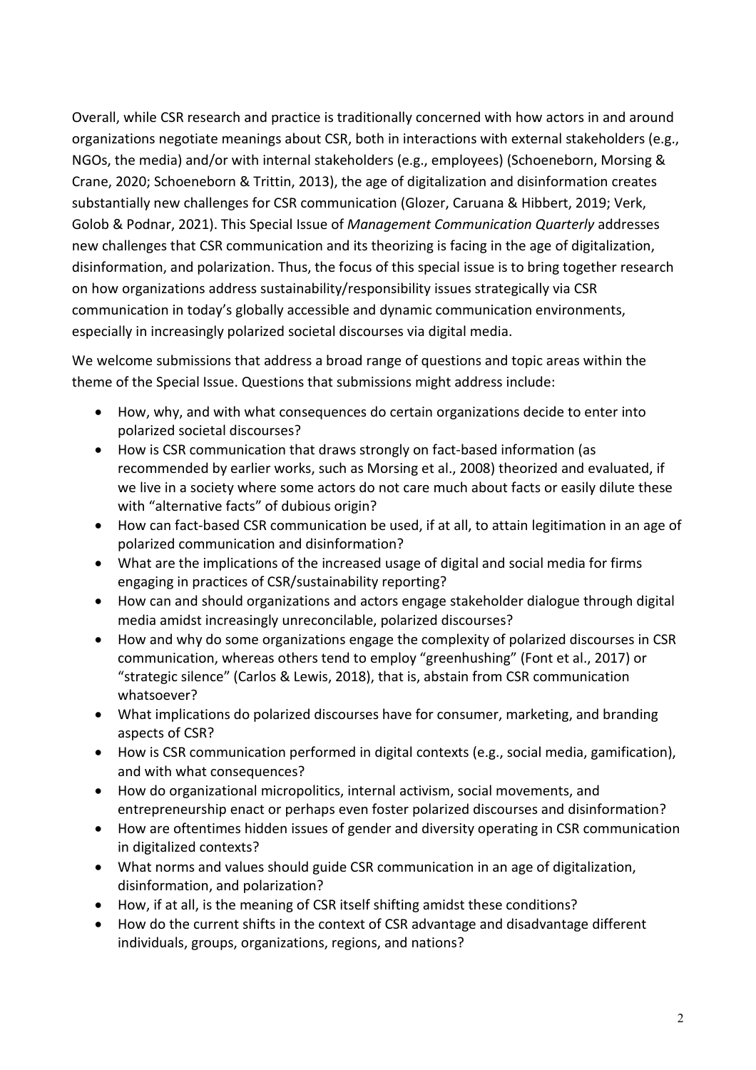Overall, while CSR research and practice is traditionally concerned with how actors in and around organizations negotiate meanings about CSR, both in interactions with external stakeholders (e.g., NGOs, the media) and/or with internal stakeholders (e.g., employees) (Schoeneborn, Morsing & Crane, 2020; Schoeneborn & Trittin, 2013), the age of digitalization and disinformation creates substantially new challenges for CSR communication (Glozer, Caruana & Hibbert, 2019; Verk, Golob & Podnar, 2021). This Special Issue of *Management Communication Quarterly* addresses new challenges that CSR communication and its theorizing is facing in the age of digitalization, disinformation, and polarization. Thus, the focus of this special issue is to bring together research on how organizations address sustainability/responsibility issues strategically via CSR communication in today's globally accessible and dynamic communication environments, especially in increasingly polarized societal discourses via digital media.

We welcome submissions that address a broad range of questions and topic areas within the theme of the Special Issue. Questions that submissions might address include:

- How, why, and with what consequences do certain organizations decide to enter into polarized societal discourses?
- How is CSR communication that draws strongly on fact-based information (as recommended by earlier works, such as Morsing et al., 2008) theorized and evaluated, if we live in a society where some actors do not care much about facts or easily dilute these with "alternative facts" of dubious origin?
- How can fact-based CSR communication be used, if at all, to attain legitimation in an age of polarized communication and disinformation?
- What are the implications of the increased usage of digital and social media for firms engaging in practices of CSR/sustainability reporting?
- How can and should organizations and actors engage stakeholder dialogue through digital media amidst increasingly unreconcilable, polarized discourses?
- How and why do some organizations engage the complexity of polarized discourses in CSR communication, whereas others tend to employ "greenhushing" (Font et al., 2017) or "strategic silence" (Carlos & Lewis, 2018), that is, abstain from CSR communication whatsoever?
- What implications do polarized discourses have for consumer, marketing, and branding aspects of CSR?
- How is CSR communication performed in digital contexts (e.g., social media, gamification), and with what consequences?
- How do organizational micropolitics, internal activism, social movements, and entrepreneurship enact or perhaps even foster polarized discourses and disinformation?
- How are oftentimes hidden issues of gender and diversity operating in CSR communication in digitalized contexts?
- What norms and values should guide CSR communication in an age of digitalization, disinformation, and polarization?
- How, if at all, is the meaning of CSR itself shifting amidst these conditions?
- How do the current shifts in the context of CSR advantage and disadvantage different individuals, groups, organizations, regions, and nations?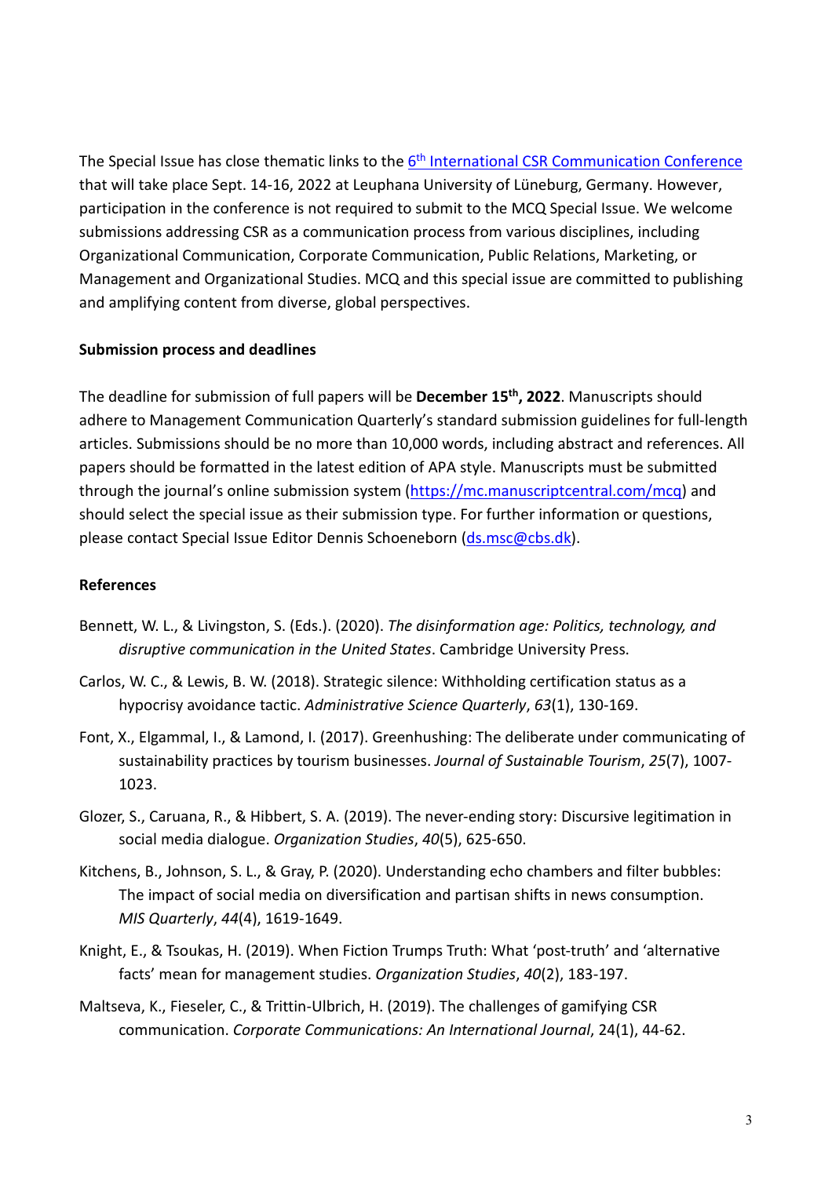The Special Issue has close thematic links to the [6th International CSR Communication Conference] that will take place Sept. 14-16, 2022 at Leuphana University of Lüneburg, Germany. However, participation in the conference is not required to submit to the MCQ Special Issue. We welcome submissions addressing CSR as a communication process from various disciplines, including Organizational Communication, Corporate Communication, Public Relations, Marketing, or Management and Organizational Studies. MCQ and this special issue are committed to publishing and amplifying content from diverse, global perspectives.

**Submission process and deadlines**

The deadline for submission of full papers will be **December 15th, 2022**. Manuscripts should adhere to Management Communication Quarterly's standard submission guidelines for full-length articles. Submissions should be no more than 10,000 words, including abstract and references. All papers should be formatted in the latest edition of APA style. Manuscripts must be submitted through the journal's online submission system (https://mc.manuscriptcentral.com/mcq) and should select the special issue as their submission type. For further information or questions, please contact Special Issue Editor Dennis Schoeneborn (ds.msc@cbs.dk).

**References**

Bennett, W. L., & Livingston, S. (Eds.). (2020). *The disinformation age: Politics, technology, and disruptive communication in the United States*. Cambridge University Press.

Carlos, W. C., & Lewis, B. W. (2018). Strategic silence: Withholding certification status as a hypocrisy avoidance tactic. *Administrative Science Quarterly*, *63*(1), 130-169.

Font, X., Elgammal, I., & Lamond, I. (2017). Greenhushing: The deliberate under communicating of sustainability practices by tourism businesses. *Journal of Sustainable Tourism*, *25*(7), 1007-1023.

Glozer, S., Caruana, R., & Hibbert, S. A. (2019). The never-ending story: Discursive legitimation in social media dialogue. *Organization Studies*, *40*(5), 625-650.

Kitchens, B., Johnson, S. L., & Gray, P. (2020). Understanding echo chambers and filter bubbles: The impact of social media on diversification and partisan shifts in news consumption. *MIS Quarterly*, *44*(4), 1619-1649.

Knight, E., & Tsoukas, H. (2019). When Fiction Trumps Truth: What 'post-truth' and 'alternative facts' mean for management studies. *Organization Studies*, *40*(2), 183-197.

Maltseva, K., Fieseler, C., & Trittin-Ulbrich, H. (2019). The challenges of gamifying CSR communication. *Corporate Communications: An International Journal*, 24(1), 44-62.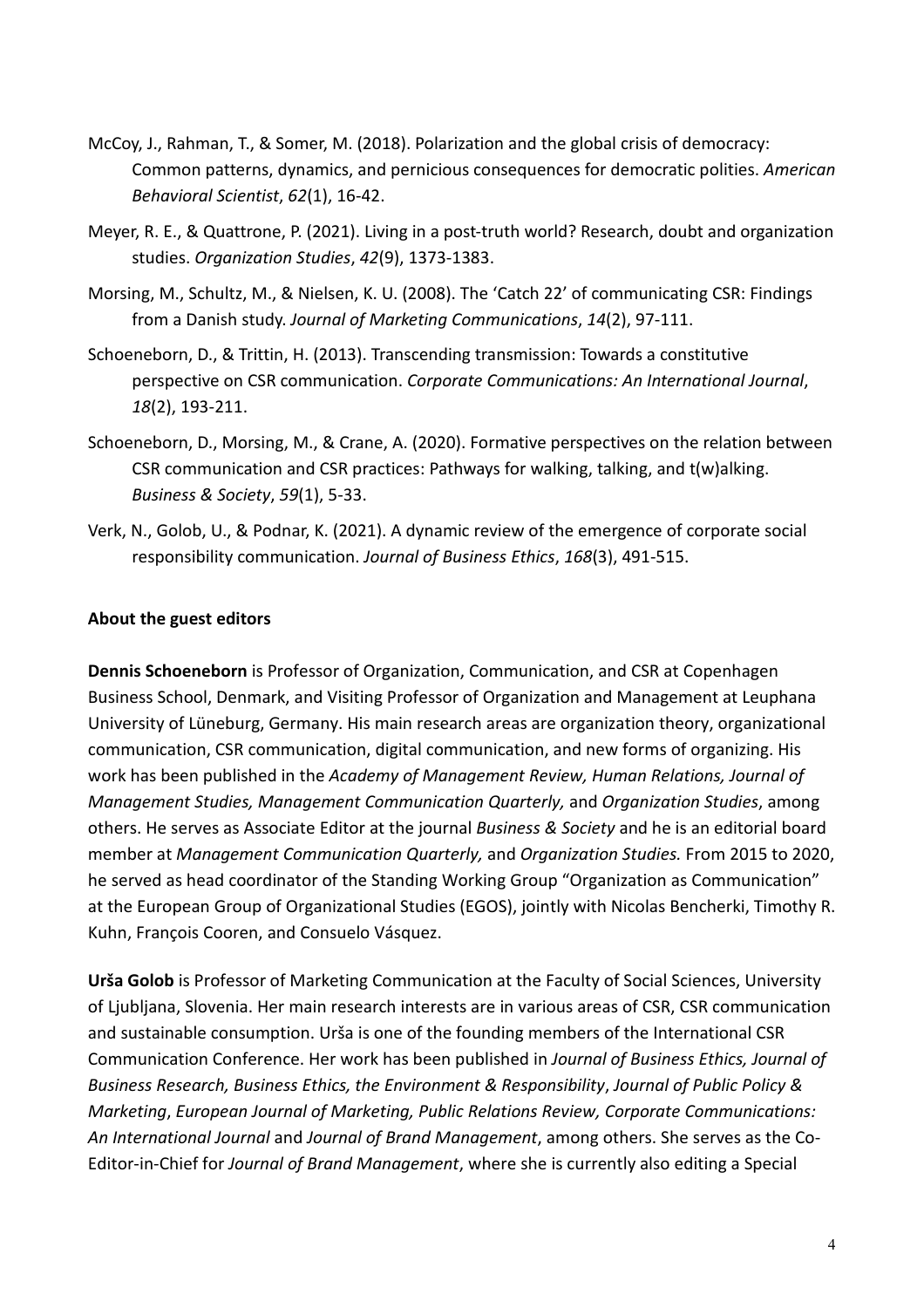McCoy, J., Rahman, T., & Somer, M. (2018). Polarization and the global crisis of democracy: Common patterns, dynamics, and pernicious consequences for democratic polities. *American Behavioral Scientist*, *62*(1), 16-42.

Meyer, R. E., & Quattrone, P. (2021). Living in a post-truth world? Research, doubt and organization studies. *Organization Studies*, *42*(9), 1373-1383.

Morsing, M., Schultz, M., & Nielsen, K. U. (2008). The 'Catch 22' of communicating CSR: Findings from a Danish study. *Journal of Marketing Communications*, *14*(2), 97-111.

Schoeneborn, D., & Trittin, H. (2013). Transcending transmission: Towards a constitutive perspective on CSR communication. *Corporate Communications: An International Journal*, *18*(2), 193-211.

Schoeneborn, D., Morsing, M., & Crane, A. (2020). Formative perspectives on the relation between CSR communication and CSR practices: Pathways for walking, talking, and t(w)alking. *Business & Society*, *59*(1), 5-33.

Verk, N., Golob, U., & Podnar, K. (2021). A dynamic review of the emergence of corporate social responsibility communication. *Journal of Business Ethics*, *168*(3), 491-515.

**About the guest editors**

**Dennis Schoeneborn** is Professor of Organization, Communication, and CSR at Copenhagen Business School, Denmark, and Visiting Professor of Organization and Management at Leuphana University of Lüneburg, Germany. His main research areas are organization theory, organizational communication, CSR communication, digital communication, and new forms of organizing. His work has been published in the *Academy of Management Review, Human Relations, Journal of Management Studies, Management Communication Quarterly,* and *Organization Studies*, among others. He serves as Associate Editor at the journal *Business & Society* and he is an editorial board member at *Management Communication Quarterly,* and *Organization Studies.* From 2015 to 2020, he served as head coordinator of the Standing Working Group "Organization as Communication" at the European Group of Organizational Studies (EGOS), jointly with Nicolas Bencherki, Timothy R. Kuhn, François Cooren, and Consuelo Vásquez.

**Urša Golob** is Professor of Marketing Communication at the Faculty of Social Sciences, University of Ljubljana, Slovenia. Her main research interests are in various areas of CSR, CSR communication and sustainable consumption. Urša is one of the founding members of the International CSR Communication Conference. Her work has been published in *Journal of Business Ethics, Journal of Business Research, Business Ethics, the Environment & Responsibility*, *Journal of Public Policy & Marketing*, *European Journal of Marketing, Public Relations Review, Corporate Communications: An International Journal* and *Journal of Brand Management*, among others. She serves as the Co-Editor-in-Chief for *Journal of Brand Management*, where she is currently also editing a Special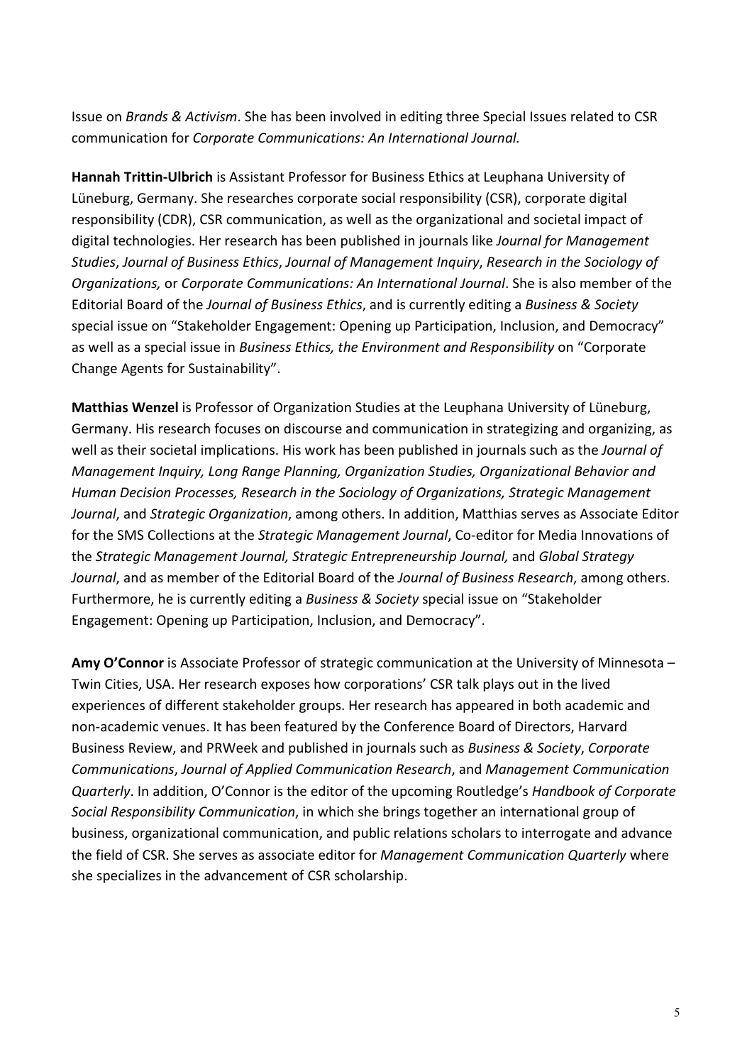Issue on *Brands & Activism*. She has been involved in editing three Special Issues related to CSR communication for *Corporate Communications: An International Journal.*

**Hannah Trittin-Ulbrich** is Assistant Professor for Business Ethics at Leuphana University of Lüneburg, Germany. She researches corporate social responsibility (CSR), corporate digital responsibility (CDR), CSR communication, as well as the organizational and societal impact of digital technologies. Her research has been published in journals like *Journal for Management Studies*, *Journal of Business Ethics*, *Journal of Management Inquiry*, *Research in the Sociology of Organizations,* or *Corporate Communications: An International Journal*. She is also member of the Editorial Board of the *Journal of Business Ethics*, and is currently editing a *Business & Society* special issue on "Stakeholder Engagement: Opening up Participation, Inclusion, and Democracy" as well as a special issue in *Business Ethics, the Environment and Responsibility* on "Corporate Change Agents for Sustainability".

**Matthias Wenzel** is Professor of Organization Studies at the Leuphana University of Lüneburg, Germany. His research focuses on discourse and communication in strategizing and organizing, as well as their societal implications. His work has been published in journals such as the *Journal of Management Inquiry, Long Range Planning, Organization Studies, Organizational Behavior and Human Decision Processes, Research in the Sociology of Organizations, Strategic Management Journal*, and *Strategic Organization*, among others. In addition, Matthias serves as Associate Editor for the SMS Collections at the *Strategic Management Journal*, Co-editor for Media Innovations of the *Strategic Management Journal, Strategic Entrepreneurship Journal,* and *Global Strategy Journal*, and as member of the Editorial Board of the *Journal of Business Research*, among others. Furthermore, he is currently editing a *Business & Society* special issue on "Stakeholder Engagement: Opening up Participation, Inclusion, and Democracy".

**Amy O'Connor** is Associate Professor of strategic communication at the University of Minnesota – Twin Cities, USA. Her research exposes how corporations' CSR talk plays out in the lived experiences of different stakeholder groups. Her research has appeared in both academic and non-academic venues. It has been featured by the Conference Board of Directors, Harvard Business Review, and PRWeek and published in journals such as *Business & Society*, *Corporate Communications*, *Journal of Applied Communication Research*, and *Management Communication Quarterly*. In addition, O'Connor is the editor of the upcoming Routledge's *Handbook of Corporate Social Responsibility Communication*, in which she brings together an international group of business, organizational communication, and public relations scholars to interrogate and advance the field of CSR. She serves as associate editor for *Management Communication Quarterly* where she specializes in the advancement of CSR scholarship.